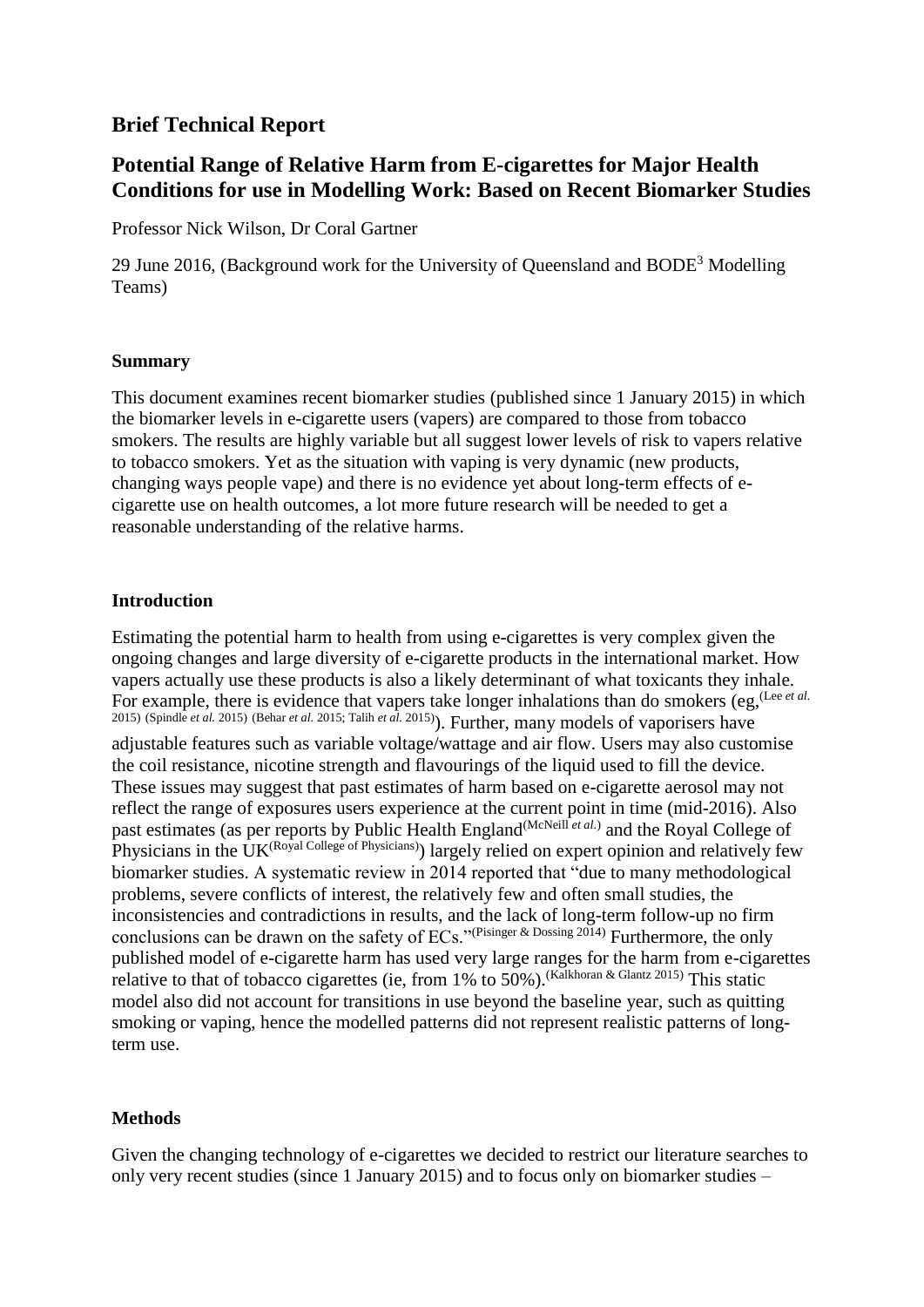## Brief Technical Report

## Potential Range of Relative Harm from E-cigarettes for Major Health Conditions for use in Modelling Work: Based on Recent Biomarker Studies

Professor Nick Wilson, Dr Coral Gartner

29 June 2016, (Background work for the University of Queensland and BODE[3] Modelling Teams)

**Summary**

This document examines recent biomarker studies (published since 1 January 2015) in which the biomarker levels in e-cigarette users (vapers) are compared to those from tobacco smokers. The results are highly variable but all suggest lower levels of risk to vapers relative to tobacco smokers. Yet as the situation with vaping is very dynamic (new products, changing ways people vape) and there is no evidence yet about long-term effects of e-cigarette use on health outcomes, a lot more future research will be needed to get a reasonable understanding of the relative harms.

**Introduction**

Estimating the potential harm to health from using e-cigarettes is very complex given the ongoing changes and large diversity of e-cigarette products in the international market. How vapers actually use these products is also a likely determinant of what toxicants they inhale. For example, there is evidence that vapers take longer inhalations than do smokers (eg,[(Lee *et al.* 2015) (Spindle *et al.* 2015) (Behar *et al.* 2015; Talih *et al.* 2015)]). Further, many models of vaporisers have adjustable features such as variable voltage/wattage and air flow. Users may also customise the coil resistance, nicotine strength and flavourings of the liquid used to fill the device. These issues may suggest that past estimates of harm based on e-cigarette aerosol may not reflect the range of exposures users experience at the current point in time (mid-2016). Also past estimates (as per reports by Public Health England[(McNeill *et al.*)] and the Royal College of Physicians in the UK[(Royal College of Physicians)]) largely relied on expert opinion and relatively few biomarker studies. A systematic review in 2014 reported that "due to many methodological problems, severe conflicts of interest, the relatively few and often small studies, the inconsistencies and contradictions in results, and the lack of long-term follow-up no firm conclusions can be drawn on the safety of ECs."[(Pisinger & Dossing 2014)] Furthermore, the only published model of e-cigarette harm has used very large ranges for the harm from e-cigarettes relative to that of tobacco cigarettes (ie, from 1% to 50%).[(Kalkhoran & Glantz 2015)] This static model also did not account for transitions in use beyond the baseline year, such as quitting smoking or vaping, hence the modelled patterns did not represent realistic patterns of long-term use.

**Methods**

Given the changing technology of e-cigarettes we decided to restrict our literature searches to only very recent studies (since 1 January 2015) and to focus only on biomarker studies –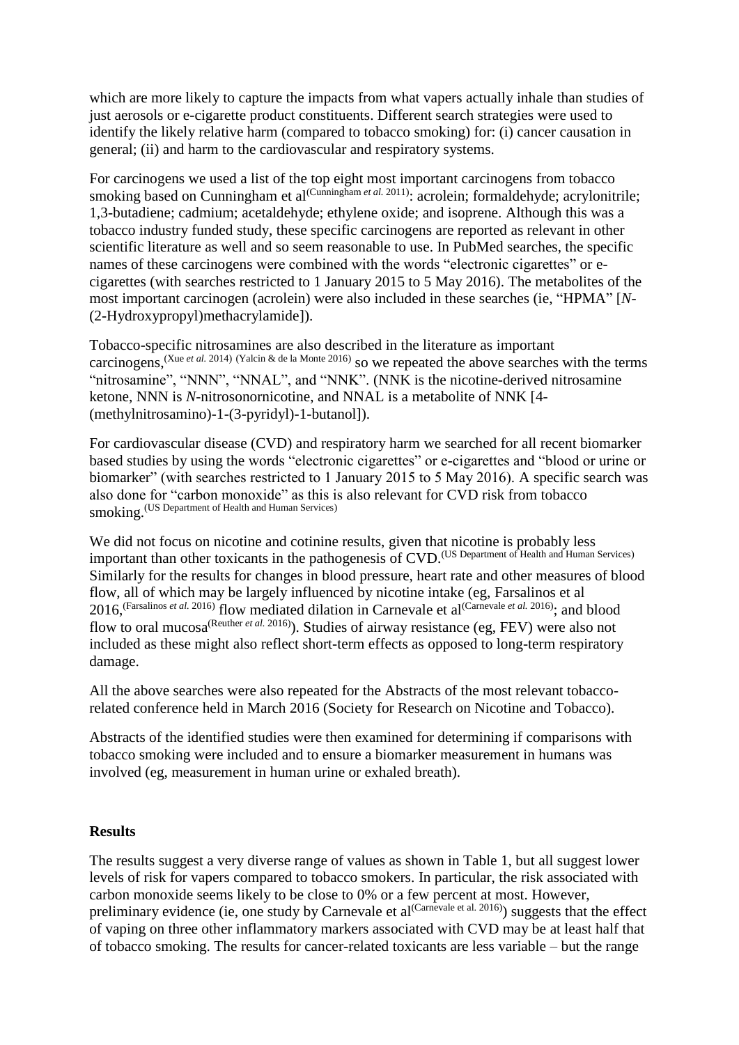which are more likely to capture the impacts from what vapers actually inhale than studies of just aerosols or e-cigarette product constituents. Different search strategies were used to identify the likely relative harm (compared to tobacco smoking) for: (i) cancer causation in general; (ii) and harm to the cardiovascular and respiratory systems.

For carcinogens we used a list of the top eight most important carcinogens from tobacco smoking based on Cunningham et al[(Cunningham *et al.* 2011)]: acrolein; formaldehyde; acrylonitrile; 1,3-butadiene; cadmium; acetaldehyde; ethylene oxide; and isoprene. Although this was a tobacco industry funded study, these specific carcinogens are reported as relevant in other scientific literature as well and so seem reasonable to use. In PubMed searches, the specific names of these carcinogens were combined with the words "electronic cigarettes" or e-cigarettes (with searches restricted to 1 January 2015 to 5 May 2016). The metabolites of the most important carcinogen (acrolein) were also included in these searches (ie, "HPMA" [*N*-(2-Hydroxypropyl)methacrylamide]).

Tobacco-specific nitrosamines are also described in the literature as important carcinogens,[(Xue *et al.* 2014) (Yalcin & de la Monte 2016)] so we repeated the above searches with the terms "nitrosamine", "NNN", "NNAL", and "NNK". (NNK is the nicotine-derived nitrosamine ketone, NNN is *N*-nitrosonornicotine, and NNAL is a metabolite of NNK [4-(methylnitrosamino)-1-(3-pyridyl)-1-butanol]).

For cardiovascular disease (CVD) and respiratory harm we searched for all recent biomarker based studies by using the words "electronic cigarettes" or e-cigarettes and "blood or urine or biomarker" (with searches restricted to 1 January 2015 to 5 May 2016). A specific search was also done for "carbon monoxide" as this is also relevant for CVD risk from tobacco smoking.[(US Department of Health and Human Services)]

We did not focus on nicotine and cotinine results, given that nicotine is probably less important than other toxicants in the pathogenesis of CVD.[(US Department of Health and Human Services)] Similarly for the results for changes in blood pressure, heart rate and other measures of blood flow, all of which may be largely influenced by nicotine intake (eg, Farsalinos et al 2016,[(Farsalinos *et al.* 2016)] flow mediated dilation in Carnevale et al[(Carnevale *et al.* 2016)]; and blood flow to oral mucosa[(Reuther *et al.* 2016)]). Studies of airway resistance (eg, FEV) were also not included as these might also reflect short-term effects as opposed to long-term respiratory damage.

All the above searches were also repeated for the Abstracts of the most relevant tobacco-related conference held in March 2016 (Society for Research on Nicotine and Tobacco).

Abstracts of the identified studies were then examined for determining if comparisons with tobacco smoking were included and to ensure a biomarker measurement in humans was involved (eg, measurement in human urine or exhaled breath).

## Results

The results suggest a very diverse range of values as shown in Table 1, but all suggest lower levels of risk for vapers compared to tobacco smokers. In particular, the risk associated with carbon monoxide seems likely to be close to 0% or a few percent at most. However, preliminary evidence (ie, one study by Carnevale et al[(Carnevale et al. 2016)]) suggests that the effect of vaping on three other inflammatory markers associated with CVD may be at least half that of tobacco smoking. The results for cancer-related toxicants are less variable – but the range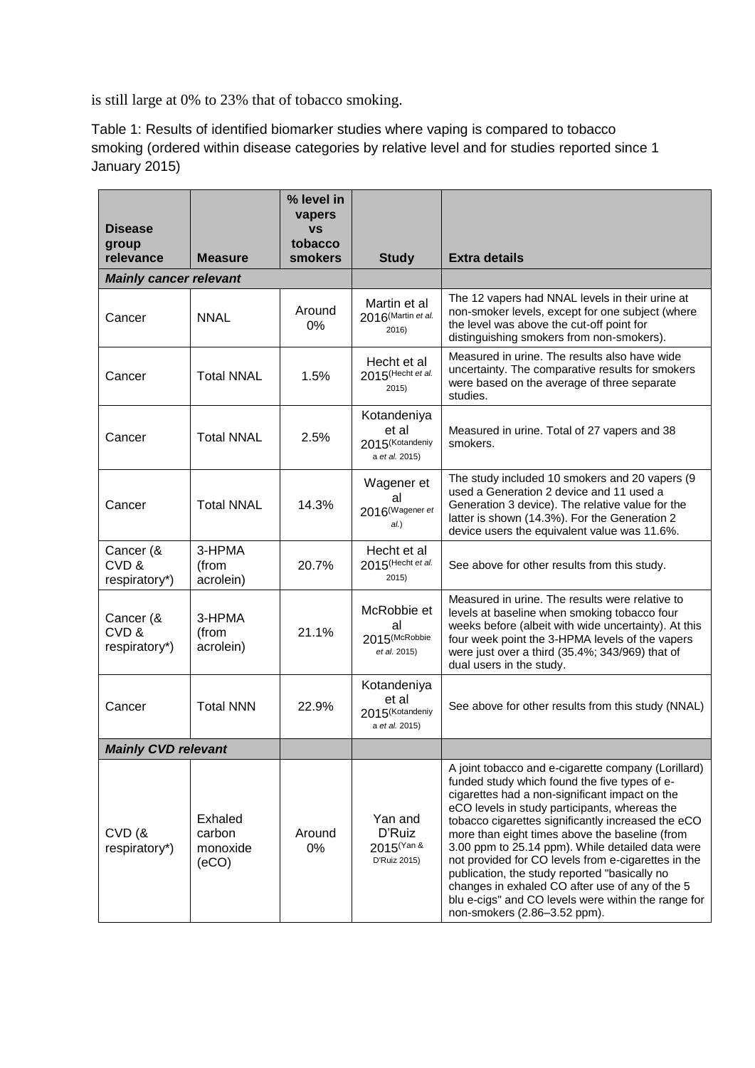is still large at 0% to 23% that of tobacco smoking.

Table 1: Results of identified biomarker studies where vaping is compared to tobacco smoking (ordered within disease categories by relative level and for studies reported since 1 January 2015)

| Disease group relevance | Measure | % level in vapers vs tobacco smokers | Study | Extra details |
|---|---|---|---|---|
| ***Mainly cancer relevant*** | | | | |
| Cancer | NNAL | Around 0% | Martin et al 2016(Martin *et al.* 2016) | The 12 vapers had NNAL levels in their urine at non-smoker levels, except for one subject (where the level was above the cut-off point for distinguishing smokers from non-smokers). |
| Cancer | Total NNAL | 1.5% | Hecht et al 2015(Hecht *et al.* 2015) | Measured in urine. The results also have wide uncertainty. The comparative results for smokers were based on the average of three separate studies. |
| Cancer | Total NNAL | 2.5% | Kotandeniya et al 2015(Kotandeniya *et al.* 2015) | Measured in urine. Total of 27 vapers and 38 smokers. |
| Cancer | Total NNAL | 14.3% | Wagener et al 2016(Wagener *et al.*) | The study included 10 smokers and 20 vapers (9 used a Generation 2 device and 11 used a Generation 3 device). The relative value for the latter is shown (14.3%). For the Generation 2 device users the equivalent value was 11.6%. |
| Cancer (& CVD & respiratory*) | 3-HPMA (from acrolein) | 20.7% | Hecht et al 2015(Hecht *et al.* 2015) | See above for other results from this study. |
| Cancer (& CVD & respiratory*) | 3-HPMA (from acrolein) | 21.1% | McRobbie et al 2015(McRobbie *et al.* 2015) | Measured in urine. The results were relative to levels at baseline when smoking tobacco four weeks before (albeit with wide uncertainty). At this four week point the 3-HPMA levels of the vapers were just over a third (35.4%; 343/969) that of dual users in the study. |
| Cancer | Total NNN | 22.9% | Kotandeniya et al 2015(Kotandeniya *et al.* 2015) | See above for other results from this study (NNAL) |
| ***Mainly CVD relevant*** | | | | |
| CVD (& respiratory*) | Exhaled carbon monoxide (eCO) | Around 0% | Yan and D'Ruiz 2015(Yan & D'Ruiz 2015) | A joint tobacco and e-cigarette company (Lorillard) funded study which found the five types of e-cigarettes had a non-significant impact on the eCO levels in study participants, whereas the tobacco cigarettes significantly increased the eCO more than eight times above the baseline (from 3.00 ppm to 25.14 ppm). While detailed data were not provided for CO levels from e-cigarettes in the publication, the study reported "basically no changes in exhaled CO after use of any of the 5 blu e-cigs" and CO levels were within the range for non-smokers (2.86–3.52 ppm). |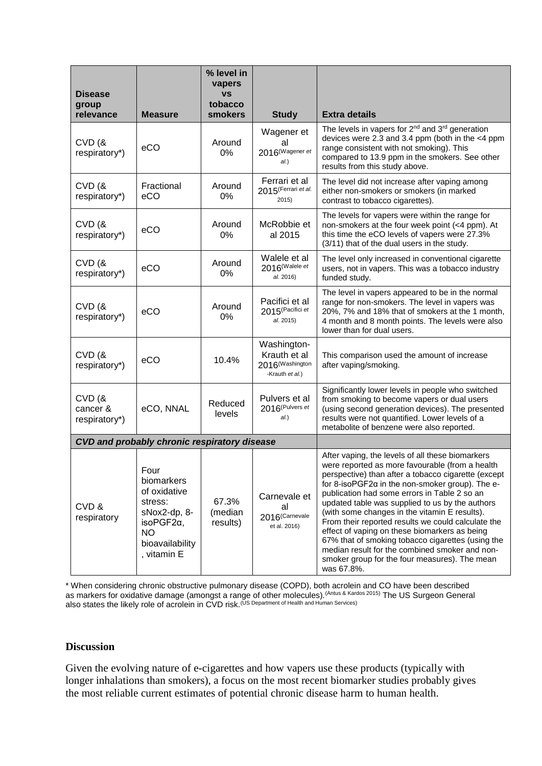| Disease group relevance | Measure | % level in vapers vs tobacco smokers | Study | Extra details |
|---|---|---|---|---|
| CVD (& respiratory*) | eCO | Around 0% | Wagener et al 2016(Wagener et al.) | The levels in vapers for 2nd and 3rd generation devices were 2.3 and 3.4 ppm (both in the <4 ppm range consistent with not smoking). This compared to 13.9 ppm in the smokers. See other results from this study above. |
| CVD (& respiratory*) | Fractional eCO | Around 0% | Ferrari et al 2015(Ferrari et al. 2015) | The level did not increase after vaping among either non-smokers or smokers (in marked contrast to tobacco cigarettes). |
| CVD (& respiratory*) | eCO | Around 0% | McRobbie et al 2015 | The levels for vapers were within the range for non-smokers at the four week point (<4 ppm). At this time the eCO levels of vapers were 27.3% (3/11) that of the dual users in the study. |
| CVD (& respiratory*) | eCO | Around 0% | Walele et al 2016(Walele et al. 2016) | The level only increased in conventional cigarette users, not in vapers. This was a tobacco industry funded study. |
| CVD (& respiratory*) | eCO | Around 0% | Pacifici et al 2015(Pacifici et al. 2015) | The level in vapers appeared to be in the normal range for non-smokers. The level in vapers was 20%, 7% and 18% that of smokers at the 1 month, 4 month and 8 month points. The levels were also lower than for dual users. |
| CVD (& respiratory*) | eCO | 10.4% | Washington-Krauth et al 2016(Washington-Krauth et al.) | This comparison used the amount of increase after vaping/smoking. |
| CVD (& cancer & respiratory*) | eCO, NNAL | Reduced levels | Pulvers et al 2016(Pulvers et al.) | Significantly lower levels in people who switched from smoking to become vapers or dual users (using second generation devices). The presented results were not quantified. Lower levels of a metabolite of benzene were also reported. |
| ***CVD and probably chronic respiratory disease*** | | | | |
| CVD & respiratory | Four biomarkers of oxidative stress: sNox2-dp, 8-isoPGF2α, NO bioavailability, vitamin E | 67.3% (median results) | Carnevale et al 2016(Carnevale et al. 2016) | After vaping, the levels of all these biomarkers were reported as more favourable (from a health perspective) than after a tobacco cigarette (except for 8-isoPGF2α in the non-smoker group). The e-publication had some errors in Table 2 so an updated table was supplied to us by the authors (with some changes in the vitamin E results). From their reported results we could calculate the effect of vaping on these biomarkers as being 67% that of smoking tobacco cigarettes (using the median result for the combined smoker and non-smoker group for the four measures). The mean was 67.8%. |

\* When considering chronic obstructive pulmonary disease (COPD), both acrolein and CO have been described as markers for oxidative damage (amongst a range of other molecules).(Antus & Kardos 2015) The US Surgeon General also states the likely role of acrolein in CVD risk.(US Department of Health and Human Services)

## Discussion

Given the evolving nature of e-cigarettes and how vapers use these products (typically with longer inhalations than smokers), a focus on the most recent biomarker studies probably gives the most reliable current estimates of potential chronic disease harm to human health.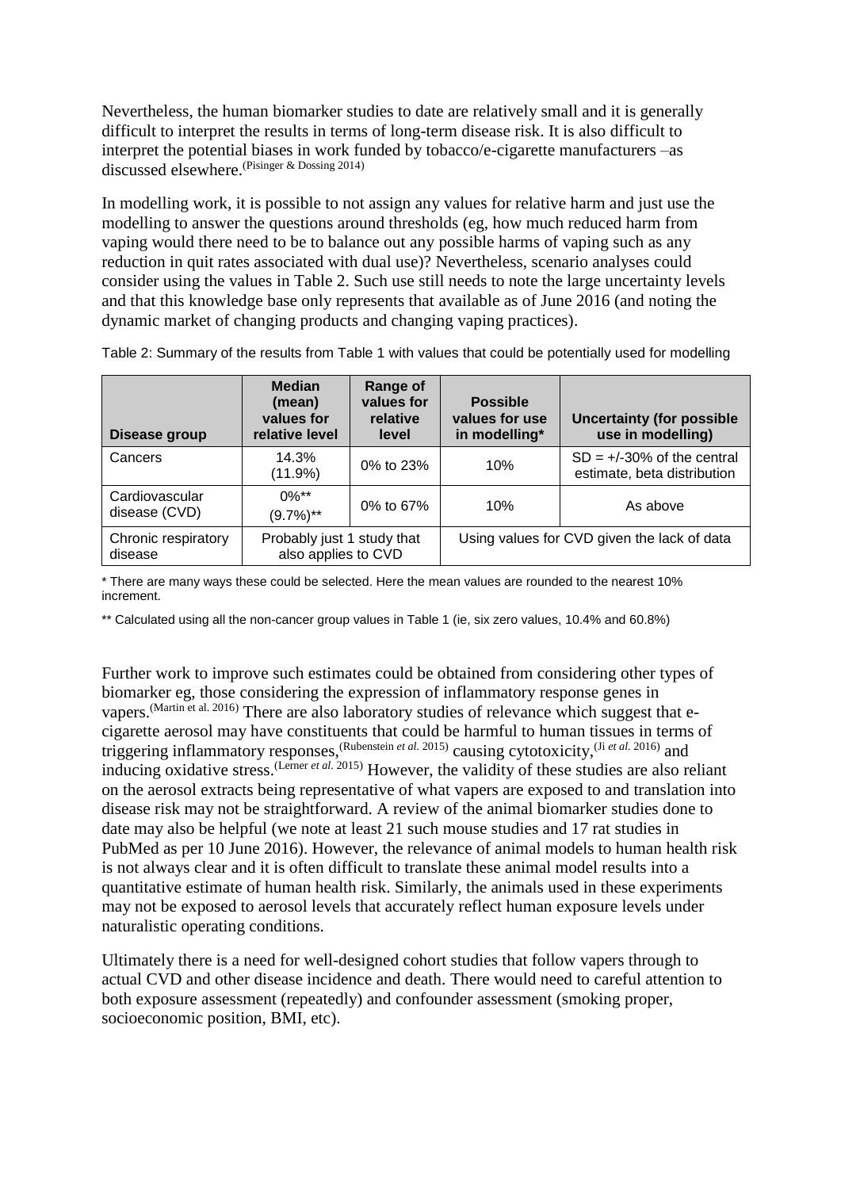Nevertheless, the human biomarker studies to date are relatively small and it is generally difficult to interpret the results in terms of long-term disease risk. It is also difficult to interpret the potential biases in work funded by tobacco/e-cigarette manufacturers –as discussed elsewhere.(Pisinger & Dossing 2014)

In modelling work, it is possible to not assign any values for relative harm and just use the modelling to answer the questions around thresholds (eg, how much reduced harm from vaping would there need to be to balance out any possible harms of vaping such as any reduction in quit rates associated with dual use)? Nevertheless, scenario analyses could consider using the values in Table 2. Such use still needs to note the large uncertainty levels and that this knowledge base only represents that available as of June 2016 (and noting the dynamic market of changing products and changing vaping practices).

Table 2: Summary of the results from Table 1 with values that could be potentially used for modelling

| Disease group | Median (mean) values for relative level | Range of values for relative level | Possible values for use in modelling* | Uncertainty (for possible use in modelling) |
|---|---|---|---|---|
| Cancers | 14.3% (11.9%) | 0% to 23% | 10% | SD = +/-30% of the central estimate, beta distribution |
| Cardiovascular disease (CVD) | 0%** (9.7%)** | 0% to 67% | 10% | As above |
| Chronic respiratory disease | Probably just 1 study that also applies to CVD | | Using values for CVD given the lack of data | |

\* There are many ways these could be selected. Here the mean values are rounded to the nearest 10% increment.

\*\* Calculated using all the non-cancer group values in Table 1 (ie, six zero values, 10.4% and 60.8%)

Further work to improve such estimates could be obtained from considering other types of biomarker eg, those considering the expression of inflammatory response genes in vapers.(Martin et al. 2016) There are also laboratory studies of relevance which suggest that e-cigarette aerosol may have constituents that could be harmful to human tissues in terms of triggering inflammatory responses,(Rubenstein *et al.* 2015) causing cytotoxicity,(Ji *et al.* 2016) and inducing oxidative stress.(Lerner *et al.* 2015) However, the validity of these studies are also reliant on the aerosol extracts being representative of what vapers are exposed to and translation into disease risk may not be straightforward. A review of the animal biomarker studies done to date may also be helpful (we note at least 21 such mouse studies and 17 rat studies in PubMed as per 10 June 2016). However, the relevance of animal models to human health risk is not always clear and it is often difficult to translate these animal model results into a quantitative estimate of human health risk. Similarly, the animals used in these experiments may not be exposed to aerosol levels that accurately reflect human exposure levels under naturalistic operating conditions.

Ultimately there is a need for well-designed cohort studies that follow vapers through to actual CVD and other disease incidence and death. There would need to careful attention to both exposure assessment (repeatedly) and confounder assessment (smoking proper, socioeconomic position, BMI, etc).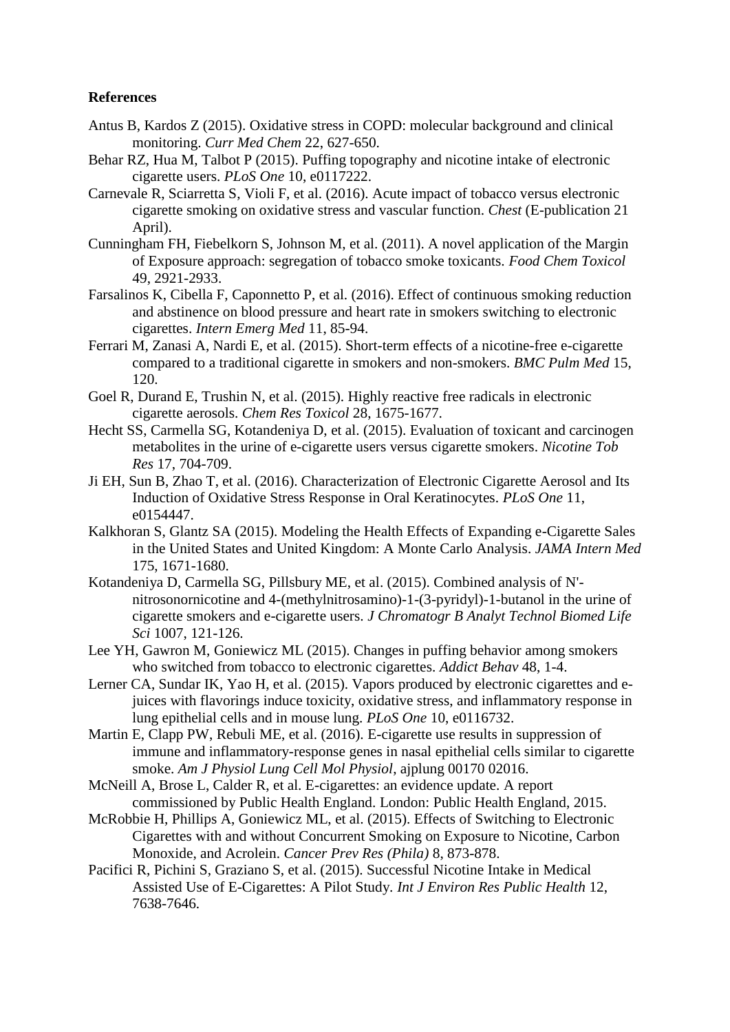**References**

Antus B, Kardos Z (2015). Oxidative stress in COPD: molecular background and clinical monitoring. *Curr Med Chem* 22, 627-650.

Behar RZ, Hua M, Talbot P (2015). Puffing topography and nicotine intake of electronic cigarette users. *PLoS One* 10, e0117222.

Carnevale R, Sciarretta S, Violi F, et al. (2016). Acute impact of tobacco versus electronic cigarette smoking on oxidative stress and vascular function. *Chest* (E-publication 21 April).

Cunningham FH, Fiebelkorn S, Johnson M, et al. (2011). A novel application of the Margin of Exposure approach: segregation of tobacco smoke toxicants. *Food Chem Toxicol* 49, 2921-2933.

Farsalinos K, Cibella F, Caponnetto P, et al. (2016). Effect of continuous smoking reduction and abstinence on blood pressure and heart rate in smokers switching to electronic cigarettes. *Intern Emerg Med* 11, 85-94.

Ferrari M, Zanasi A, Nardi E, et al. (2015). Short-term effects of a nicotine-free e-cigarette compared to a traditional cigarette in smokers and non-smokers. *BMC Pulm Med* 15, 120.

Goel R, Durand E, Trushin N, et al. (2015). Highly reactive free radicals in electronic cigarette aerosols. *Chem Res Toxicol* 28, 1675-1677.

Hecht SS, Carmella SG, Kotandeniya D, et al. (2015). Evaluation of toxicant and carcinogen metabolites in the urine of e-cigarette users versus cigarette smokers. *Nicotine Tob Res* 17, 704-709.

Ji EH, Sun B, Zhao T, et al. (2016). Characterization of Electronic Cigarette Aerosol and Its Induction of Oxidative Stress Response in Oral Keratinocytes. *PLoS One* 11, e0154447.

Kalkhoran S, Glantz SA (2015). Modeling the Health Effects of Expanding e-Cigarette Sales in the United States and United Kingdom: A Monte Carlo Analysis. *JAMA Intern Med* 175, 1671-1680.

Kotandeniya D, Carmella SG, Pillsbury ME, et al. (2015). Combined analysis of N'-nitrosonornicotine and 4-(methylnitrosamino)-1-(3-pyridyl)-1-butanol in the urine of cigarette smokers and e-cigarette users. *J Chromatogr B Analyt Technol Biomed Life Sci* 1007, 121-126.

Lee YH, Gawron M, Goniewicz ML (2015). Changes in puffing behavior among smokers who switched from tobacco to electronic cigarettes. *Addict Behav* 48, 1-4.

Lerner CA, Sundar IK, Yao H, et al. (2015). Vapors produced by electronic cigarettes and e-juices with flavorings induce toxicity, oxidative stress, and inflammatory response in lung epithelial cells and in mouse lung. *PLoS One* 10, e0116732.

Martin E, Clapp PW, Rebuli ME, et al. (2016). E-cigarette use results in suppression of immune and inflammatory-response genes in nasal epithelial cells similar to cigarette smoke. *Am J Physiol Lung Cell Mol Physiol*, ajplung 00170 02016.

McNeill A, Brose L, Calder R, et al. E-cigarettes: an evidence update. A report commissioned by Public Health England. London: Public Health England, 2015.

McRobbie H, Phillips A, Goniewicz ML, et al. (2015). Effects of Switching to Electronic Cigarettes with and without Concurrent Smoking on Exposure to Nicotine, Carbon Monoxide, and Acrolein. *Cancer Prev Res (Phila)* 8, 873-878.

Pacifici R, Pichini S, Graziano S, et al. (2015). Successful Nicotine Intake in Medical Assisted Use of E-Cigarettes: A Pilot Study. *Int J Environ Res Public Health* 12, 7638-7646.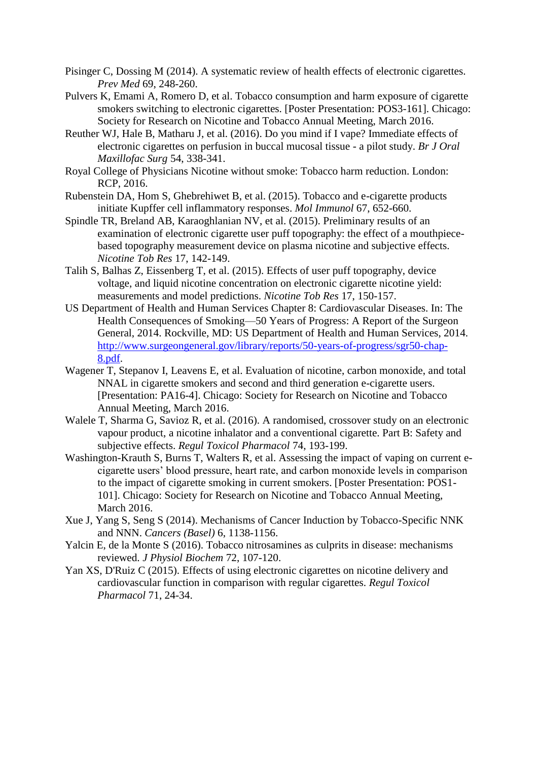Pisinger C, Dossing M (2014). A systematic review of health effects of electronic cigarettes. *Prev Med* 69, 248-260.

Pulvers K, Emami A, Romero D, et al. Tobacco consumption and harm exposure of cigarette smokers switching to electronic cigarettes. [Poster Presentation: POS3-161]. Chicago: Society for Research on Nicotine and Tobacco Annual Meeting, March 2016.

Reuther WJ, Hale B, Matharu J, et al. (2016). Do you mind if I vape? Immediate effects of electronic cigarettes on perfusion in buccal mucosal tissue - a pilot study. *Br J Oral Maxillofac Surg* 54, 338-341.

Royal College of Physicians Nicotine without smoke: Tobacco harm reduction. London: RCP, 2016.

Rubenstein DA, Hom S, Ghebrehiwet B, et al. (2015). Tobacco and e-cigarette products initiate Kupffer cell inflammatory responses. *Mol Immunol* 67, 652-660.

Spindle TR, Breland AB, Karaoghlanian NV, et al. (2015). Preliminary results of an examination of electronic cigarette user puff topography: the effect of a mouthpiece-based topography measurement device on plasma nicotine and subjective effects. *Nicotine Tob Res* 17, 142-149.

Talih S, Balhas Z, Eissenberg T, et al. (2015). Effects of user puff topography, device voltage, and liquid nicotine concentration on electronic cigarette nicotine yield: measurements and model predictions. *Nicotine Tob Res* 17, 150-157.

US Department of Health and Human Services Chapter 8: Cardiovascular Diseases. In: The Health Consequences of Smoking—50 Years of Progress: A Report of the Surgeon General, 2014. Rockville, MD: US Department of Health and Human Services, 2014. [http://www.surgeongeneral.gov/library/reports/50-years-of-progress/sgr50-chap-8.pdf](http://www.surgeongeneral.gov/library/reports/50-years-of-progress/sgr50-chap-8.pdf).

Wagener T, Stepanov I, Leavens E, et al. Evaluation of nicotine, carbon monoxide, and total NNAL in cigarette smokers and second and third generation e-cigarette users. [Presentation: PA16-4]. Chicago: Society for Research on Nicotine and Tobacco Annual Meeting, March 2016.

Walele T, Sharma G, Savioz R, et al. (2016). A randomised, crossover study on an electronic vapour product, a nicotine inhalator and a conventional cigarette. Part B: Safety and subjective effects. *Regul Toxicol Pharmacol* 74, 193-199.

Washington-Krauth S, Burns T, Walters R, et al. Assessing the impact of vaping on current e-cigarette users' blood pressure, heart rate, and carbon monoxide levels in comparison to the impact of cigarette smoking in current smokers. [Poster Presentation: POS1-101]. Chicago: Society for Research on Nicotine and Tobacco Annual Meeting, March 2016.

Xue J, Yang S, Seng S (2014). Mechanisms of Cancer Induction by Tobacco-Specific NNK and NNN. *Cancers (Basel)* 6, 1138-1156.

Yalcin E, de la Monte S (2016). Tobacco nitrosamines as culprits in disease: mechanisms reviewed. *J Physiol Biochem* 72, 107-120.

Yan XS, D'Ruiz C (2015). Effects of using electronic cigarettes on nicotine delivery and cardiovascular function in comparison with regular cigarettes. *Regul Toxicol Pharmacol* 71, 24-34.